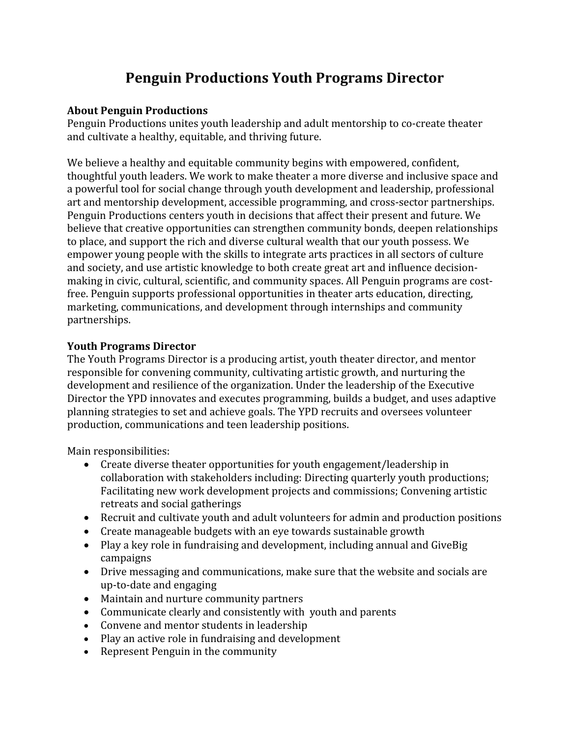# Penguin Productions Youth Programs Director

**About Penguin Productions**

Penguin Productions unites youth leadership and adult mentorship to co-create theater and cultivate a healthy, equitable, and thriving future.

We believe a healthy and equitable community begins with empowered, confident, thoughtful youth leaders. We work to make theater a more diverse and inclusive space and a powerful tool for social change through youth development and leadership, professional art and mentorship development, accessible programming, and cross-sector partnerships. Penguin Productions centers youth in decisions that affect their present and future. We believe that creative opportunities can strengthen community bonds, deepen relationships to place, and support the rich and diverse cultural wealth that our youth possess. We empower young people with the skills to integrate arts practices in all sectors of culture and society, and use artistic knowledge to both create great art and influence decision-making in civic, cultural, scientific, and community spaces. All Penguin programs are cost-free. Penguin supports professional opportunities in theater arts education, directing, marketing, communications, and development through internships and community partnerships.

**Youth Programs Director**

The Youth Programs Director is a producing artist, youth theater director, and mentor responsible for convening community, cultivating artistic growth, and nurturing the development and resilience of the organization. Under the leadership of the Executive Director the YPD innovates and executes programming, builds a budget, and uses adaptive planning strategies to set and achieve goals. The YPD recruits and oversees volunteer production, communications and teen leadership positions.

Main responsibilities:

- Create diverse theater opportunities for youth engagement/leadership in collaboration with stakeholders including: Directing quarterly youth productions; Facilitating new work development projects and commissions; Convening artistic retreats and social gatherings
- Recruit and cultivate youth and adult volunteers for admin and production positions
- Create manageable budgets with an eye towards sustainable growth
- Play a key role in fundraising and development, including annual and GiveBig campaigns
- Drive messaging and communications, make sure that the website and socials are up-to-date and engaging
- Maintain and nurture community partners
- Communicate clearly and consistently with youth and parents
- Convene and mentor students in leadership
- Play an active role in fundraising and development
- Represent Penguin in the community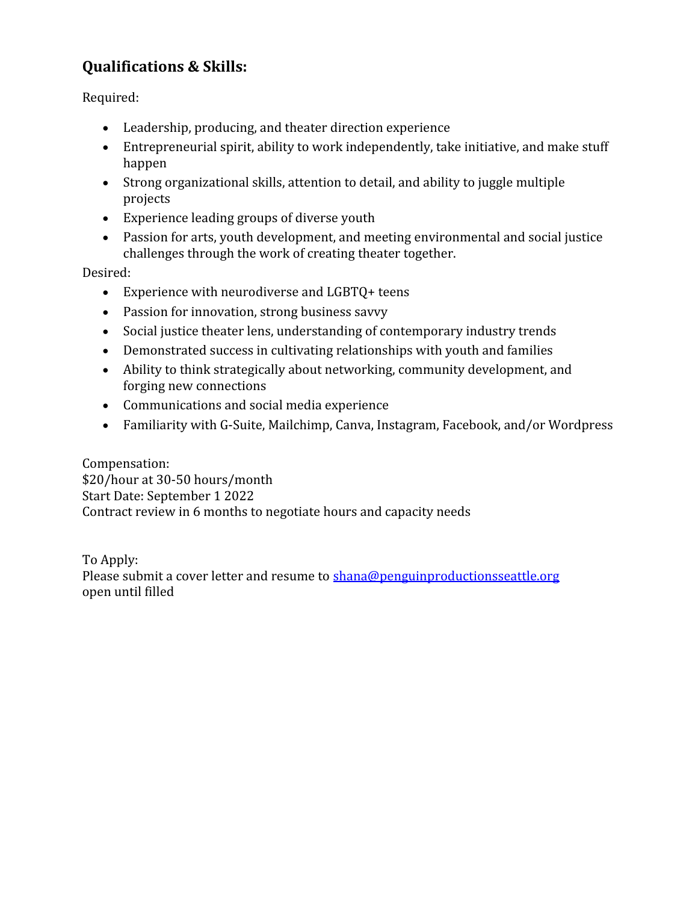## Qualifications & Skills:

Required:

- Leadership, producing, and theater direction experience
- Entrepreneurial spirit, ability to work independently, take initiative, and make stuff happen
- Strong organizational skills, attention to detail, and ability to juggle multiple projects
- Experience leading groups of diverse youth
- Passion for arts, youth development, and meeting environmental and social justice challenges through the work of creating theater together.

Desired:

- Experience with neurodiverse and LGBTQ+ teens
- Passion for innovation, strong business savvy
- Social justice theater lens, understanding of contemporary industry trends
- Demonstrated success in cultivating relationships with youth and families
- Ability to think strategically about networking, community development, and forging new connections
- Communications and social media experience
- Familiarity with G-Suite, Mailchimp, Canva, Instagram, Facebook, and/or Wordpress

Compensation:
$20/hour at 30-50 hours/month
Start Date: September 1 2022
Contract review in 6 months to negotiate hours and capacity needs

To Apply:
Please submit a cover letter and resume to shana@penguinproductionsseattle.org
open until filled